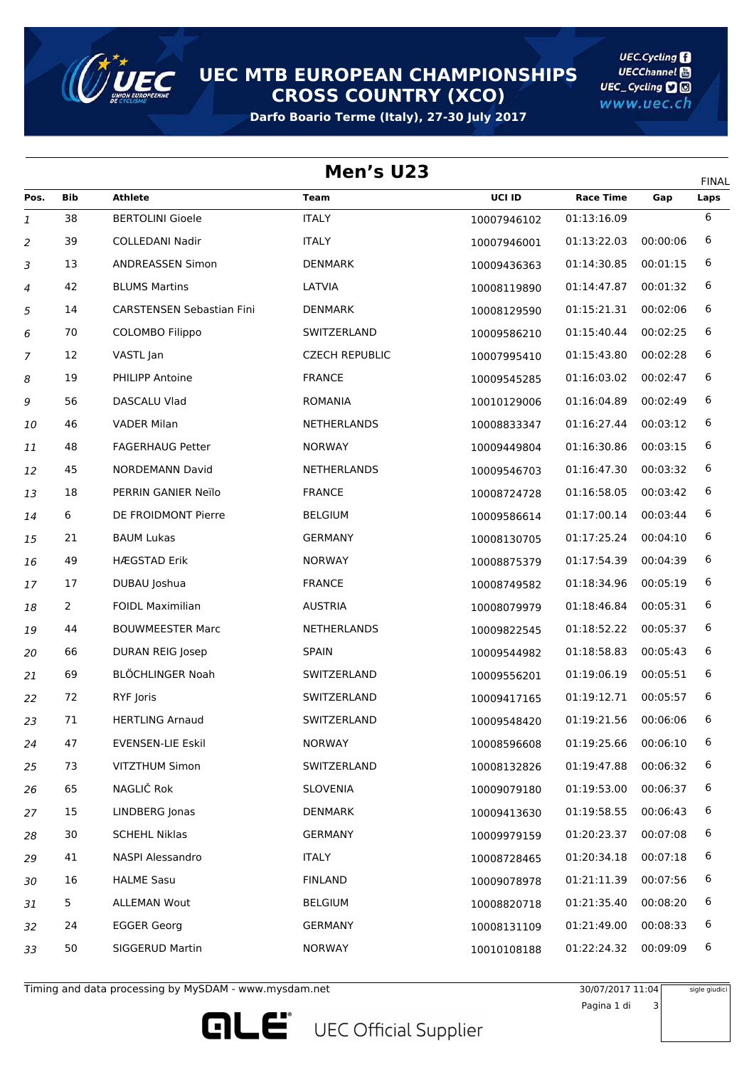# UEC MTB EUROPEAN CHAMPIONSHIPS
# CROSS COUNTRY (XCO)

**Darfo Boario Terme (Italy), 27-30 July 2017**

UEC.Cycling
UECChannel
UEC_Cycling
www.uec.ch

## Men's U23

FINAL

| Pos. | Bib | Athlete | Team | UCI ID | Race Time | Gap | Laps |
|---|---|---|---|---|---|---|---|
| 1 | 38 | BERTOLINI Gioele | ITALY | 10007946102 | 01:13:16.09 | | 6 |
| 2 | 39 | COLLEDANI Nadir | ITALY | 10007946001 | 01:13:22.03 | 00:00:06 | 6 |
| 3 | 13 | ANDREASSEN Simon | DENMARK | 10009436363 | 01:14:30.85 | 00:01:15 | 6 |
| 4 | 42 | BLUMS Martins | LATVIA | 10008119890 | 01:14:47.87 | 00:01:32 | 6 |
| 5 | 14 | CARSTENSEN Sebastian Fini | DENMARK | 10008129590 | 01:15:21.31 | 00:02:06 | 6 |
| 6 | 70 | COLOMBO Filippo | SWITZERLAND | 10009586210 | 01:15:40.44 | 00:02:25 | 6 |
| 7 | 12 | VASTL Jan | CZECH REPUBLIC | 10007995410 | 01:15:43.80 | 00:02:28 | 6 |
| 8 | 19 | PHILIPP Antoine | FRANCE | 10009545285 | 01:16:03.02 | 00:02:47 | 6 |
| 9 | 56 | DASCALU Vlad | ROMANIA | 10010129006 | 01:16:04.89 | 00:02:49 | 6 |
| 10 | 46 | VADER Milan | NETHERLANDS | 10008833347 | 01:16:27.44 | 00:03:12 | 6 |
| 11 | 48 | FAGERHAUG Petter | NORWAY | 10009449804 | 01:16:30.86 | 00:03:15 | 6 |
| 12 | 45 | NORDEMANN David | NETHERLANDS | 10009546703 | 01:16:47.30 | 00:03:32 | 6 |
| 13 | 18 | PERRIN GANIER Neïlo | FRANCE | 10008724728 | 01:16:58.05 | 00:03:42 | 6 |
| 14 | 6 | DE FROIDMONT Pierre | BELGIUM | 10009586614 | 01:17:00.14 | 00:03:44 | 6 |
| 15 | 21 | BAUM Lukas | GERMANY | 10008130705 | 01:17:25.24 | 00:04:10 | 6 |
| 16 | 49 | HÆGSTAD Erik | NORWAY | 10008875379 | 01:17:54.39 | 00:04:39 | 6 |
| 17 | 17 | DUBAU Joshua | FRANCE | 10008749582 | 01:18:34.96 | 00:05:19 | 6 |
| 18 | 2 | FOIDL Maximilian | AUSTRIA | 10008079979 | 01:18:46.84 | 00:05:31 | 6 |
| 19 | 44 | BOUWMEESTER Marc | NETHERLANDS | 10009822545 | 01:18:52.22 | 00:05:37 | 6 |
| 20 | 66 | DURAN REIG Josep | SPAIN | 10009544982 | 01:18:58.83 | 00:05:43 | 6 |
| 21 | 69 | BLÖCHLINGER Noah | SWITZERLAND | 10009556201 | 01:19:06.19 | 00:05:51 | 6 |
| 22 | 72 | RYF Joris | SWITZERLAND | 10009417165 | 01:19:12.71 | 00:05:57 | 6 |
| 23 | 71 | HERTLING Arnaud | SWITZERLAND | 10009548420 | 01:19:21.56 | 00:06:06 | 6 |
| 24 | 47 | EVENSEN-LIE Eskil | NORWAY | 10008596608 | 01:19:25.66 | 00:06:10 | 6 |
| 25 | 73 | VITZTHUM Simon | SWITZERLAND | 10008132826 | 01:19:47.88 | 00:06:32 | 6 |
| 26 | 65 | NAGLIČ Rok | SLOVENIA | 10009079180 | 01:19:53.00 | 00:06:37 | 6 |
| 27 | 15 | LINDBERG Jonas | DENMARK | 10009413630 | 01:19:58.55 | 00:06:43 | 6 |
| 28 | 30 | SCHEHL Niklas | GERMANY | 10009979159 | 01:20:23.37 | 00:07:08 | 6 |
| 29 | 41 | NASPI Alessandro | ITALY | 10008728465 | 01:20:34.18 | 00:07:18 | 6 |
| 30 | 16 | HALME Sasu | FINLAND | 10009078978 | 01:21:11.39 | 00:07:56 | 6 |
| 31 | 5 | ALLEMAN Wout | BELGIUM | 10008820718 | 01:21:35.40 | 00:08:20 | 6 |
| 32 | 24 | EGGER Georg | GERMANY | 10008131109 | 01:21:49.00 | 00:08:33 | 6 |
| 33 | 50 | SIGGERUD Martin | NORWAY | 10010108188 | 01:22:24.32 | 00:09:09 | 6 |

Timing and data processing by MySDAM - www.mysdam.net

30/07/2017 11:04

sigle giudici

QLE UEC Official Supplier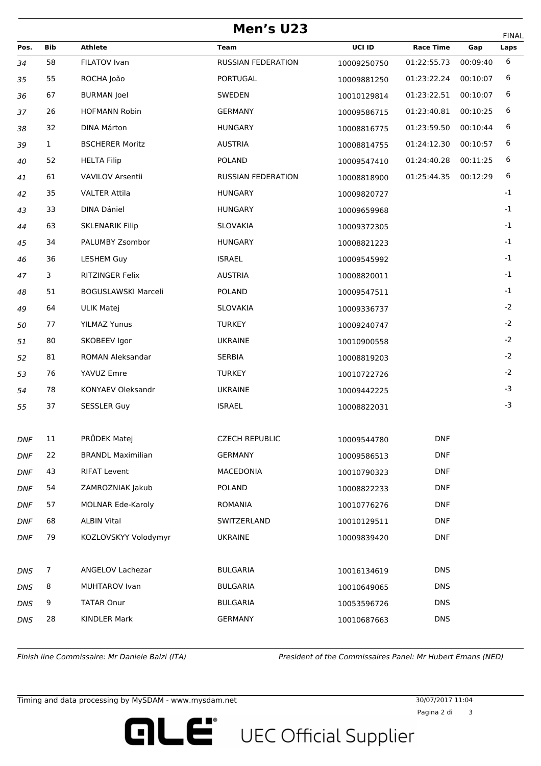# Men's U23

FINAL

| Pos. | Bib | Athlete | Team | UCI ID | Race Time | Gap | Laps |
|---|---|---|---|---|---|---|---|
| 34 | 58 | FILATOV Ivan | RUSSIAN FEDERATION | 10009250750 | 01:22:55.73 | 00:09:40 | 6 |
| 35 | 55 | ROCHA João | PORTUGAL | 10009881250 | 01:23:22.24 | 00:10:07 | 6 |
| 36 | 67 | BURMAN Joel | SWEDEN | 10010129814 | 01:23:22.51 | 00:10:07 | 6 |
| 37 | 26 | HOFMANN Robin | GERMANY | 10009586715 | 01:23:40.81 | 00:10:25 | 6 |
| 38 | 32 | DINA Márton | HUNGARY | 10008816775 | 01:23:59.50 | 00:10:44 | 6 |
| 39 | 1 | BSCHERER Moritz | AUSTRIA | 10008814755 | 01:24:12.30 | 00:10:57 | 6 |
| 40 | 52 | HELTA Filip | POLAND | 10009547410 | 01:24:40.28 | 00:11:25 | 6 |
| 41 | 61 | VAVILOV Arsentii | RUSSIAN FEDERATION | 10008818900 | 01:25:44.35 | 00:12:29 | 6 |
| 42 | 35 | VALTER Attila | HUNGARY | 10009820727 | | | -1 |
| 43 | 33 | DINA Dániel | HUNGARY | 10009659968 | | | -1 |
| 44 | 63 | SKLENARIK Filip | SLOVAKIA | 10009372305 | | | -1 |
| 45 | 34 | PALUMBY Zsombor | HUNGARY | 10008821223 | | | -1 |
| 46 | 36 | LESHEM Guy | ISRAEL | 10009545992 | | | -1 |
| 47 | 3 | RITZINGER Felix | AUSTRIA | 10008820011 | | | -1 |
| 48 | 51 | BOGUSLAWSKI Marceli | POLAND | 10009547511 | | | -1 |
| 49 | 64 | ULIK Matej | SLOVAKIA | 10009336737 | | | -2 |
| 50 | 77 | YILMAZ Yunus | TURKEY | 10009240747 | | | -2 |
| 51 | 80 | SKOBEEV Igor | UKRAINE | 10010900558 | | | -2 |
| 52 | 81 | ROMAN Aleksandar | SERBIA | 10008819203 | | | -2 |
| 53 | 76 | YAVUZ Emre | TURKEY | 10010722726 | | | -2 |
| 54 | 78 | KONYAEV Oleksandr | UKRAINE | 10009442225 | | | -3 |
| 55 | 37 | SESSLER Guy | ISRAEL | 10008822031 | | | -3 |
| DNF | 11 | PRŮDEK Matej | CZECH REPUBLIC | 10009544780 | DNF | | |
| DNF | 22 | BRANDL Maximilian | GERMANY | 10009586513 | DNF | | |
| DNF | 43 | RIFAT Levent | MACEDONIA | 10010790323 | DNF | | |
| DNF | 54 | ZAMROZNIAK Jakub | POLAND | 10008822233 | DNF | | |
| DNF | 57 | MOLNAR Ede-Karoly | ROMANIA | 10010776276 | DNF | | |
| DNF | 68 | ALBIN Vital | SWITZERLAND | 10010129511 | DNF | | |
| DNF | 79 | KOZLOVSKYY Volodymyr | UKRAINE | 10009839420 | DNF | | |
| DNS | 7 | ANGELOV Lachezar | BULGARIA | 10016134619 | DNS | | |
| DNS | 8 | MUHTAROV Ivan | BULGARIA | 10010649065 | DNS | | |
| DNS | 9 | TATAR Onur | BULGARIA | 10053596726 | DNS | | |
| DNS | 28 | KINDLER Mark | GERMANY | 10010687663 | DNS | | |

*Finish line Commissaire: Mr Daniele Balzi (ITA)*

*President of the Commissaires Panel: Mr Hubert Emans (NED)*

Timing and data processing by MySDAM - www.mysdam.net

30/07/2017 11:04

ALE UEC Official Supplier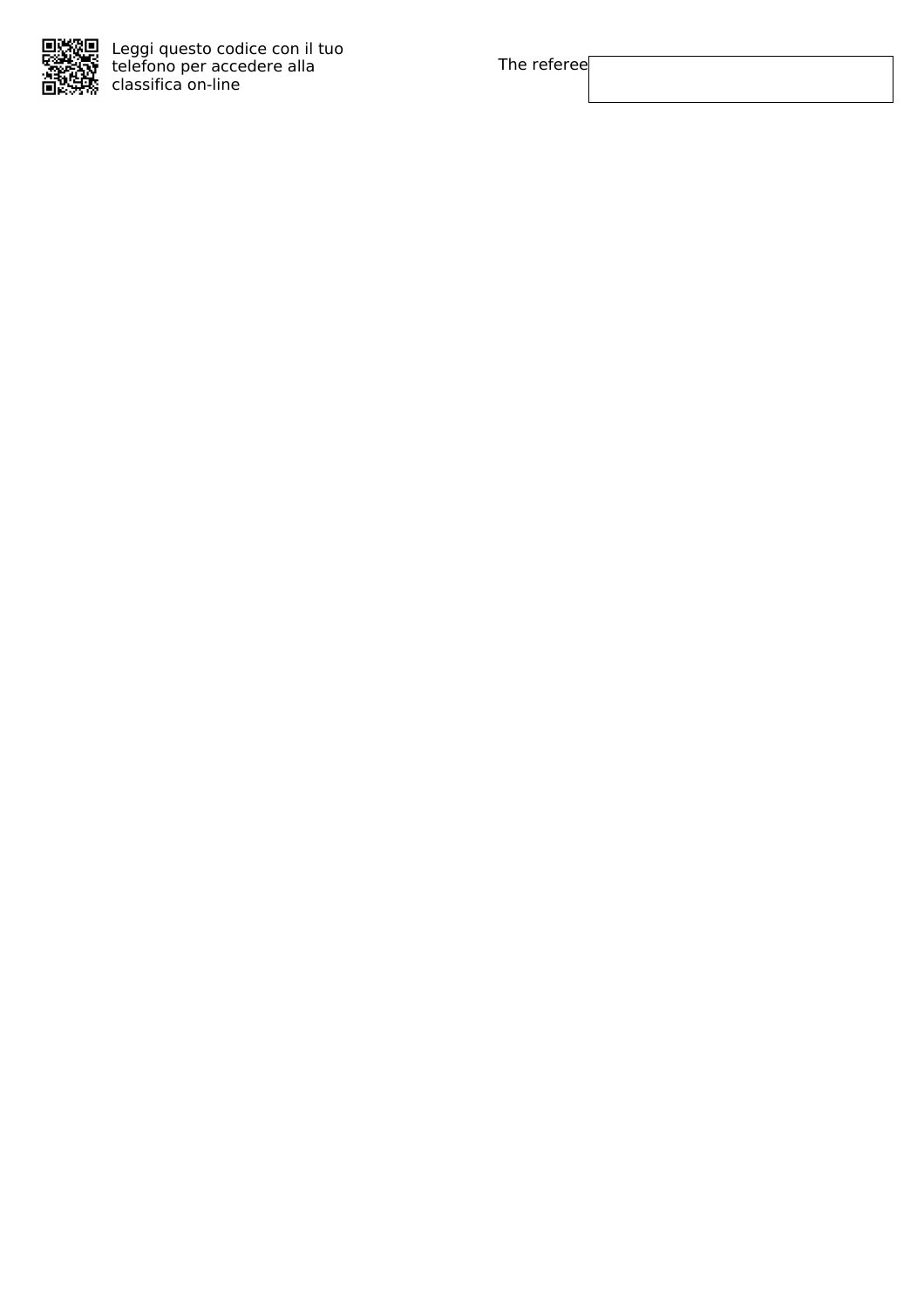Leggi questo codice con il tuo telefono per accedere alla classifica on-line

The referee